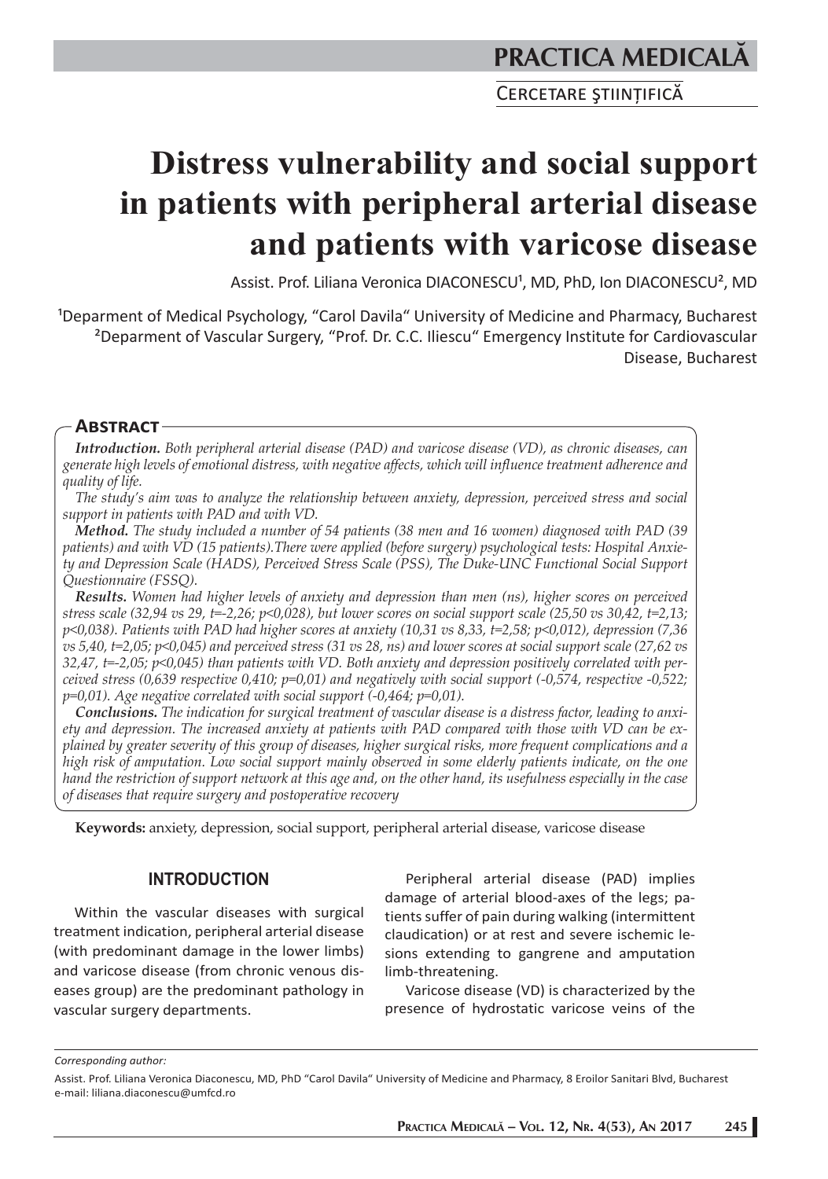PRACTICA MEDICALĂ

Cercetare ştiinţifică

# Distress vulnerability and social support in patients with peripheral arterial disease and patients with varicose disease

Assist. Prof. Liliana Veronica DIACONESCU[1], MD, PhD, Ion DIACONESCU[2], MD

[1]Deparment of Medical Psychology, "Carol Davila" University of Medicine and Pharmacy, Bucharest
[2]Deparment of Vascular Surgery, "Prof. Dr. C.C. Iliescu" Emergency Institute for Cardiovascular Disease, Bucharest

## Abstract

***Introduction.*** *Both peripheral arterial disease (PAD) and varicose disease (VD), as chronic diseases, can generate high levels of emotional distress, with negative affects, which will influence treatment adherence and quality of life.*

*The study's aim was to analyze the relationship between anxiety, depression, perceived stress and social support in patients with PAD and with VD.*

***Method.*** *The study included a number of 54 patients (38 men and 16 women) diagnosed with PAD (39 patients) and with VD (15 patients).There were applied (before surgery) psychological tests: Hospital Anxiety and Depression Scale (HADS), Perceived Stress Scale (PSS), The Duke-UNC Functional Social Support Questionnaire (FSSQ).*

***Results.*** *Women had higher levels of anxiety and depression than men (ns), higher scores on perceived stress scale (32,94 vs 29, t=-2,26; p<0,028), but lower scores on social support scale (25,50 vs 30,42, t=2,13; p<0,038). Patients with PAD had higher scores at anxiety (10,31 vs 8,33, t=2,58; p<0,012), depression (7,36 vs 5,40, t=2,05; p<0,045) and perceived stress (31 vs 28, ns) and lower scores at social support scale (27,62 vs 32,47, t=-2,05; p<0,045) than patients with VD. Both anxiety and depression positively correlated with perceived stress (0,639 respective 0,410; p=0,01) and negatively with social support (-0,574, respective -0,522; p=0,01). Age negative correlated with social support (-0,464; p=0,01).*

***Conclusions.*** *The indication for surgical treatment of vascular disease is a distress factor, leading to anxiety and depression. The increased anxiety at patients with PAD compared with those with VD can be explained by greater severity of this group of diseases, higher surgical risks, more frequent complications and a high risk of amputation. Low social support mainly observed in some elderly patients indicate, on the one hand the restriction of support network at this age and, on the other hand, its usefulness especially in the case of diseases that require surgery and postoperative recovery*

**Keywords:** anxiety, depression, social support, peripheral arterial disease, varicose disease

## INTRODUCTION

Within the vascular diseases with surgical treatment indication, peripheral arterial disease (with predominant damage in the lower limbs) and varicose disease (from chronic venous diseases group) are the predominant pathology in vascular surgery departments.

Peripheral arterial disease (PAD) implies damage of arterial blood-axes of the legs; patients suffer of pain during walking (intermittent claudication) or at rest and severe ischemic lesions extending to gangrene and amputation limb-threatening.

Varicose disease (VD) is characterized by the presence of hydrostatic varicose veins of the

*Corresponding author:*

Assist. Prof. Liliana Veronica Diaconescu, MD, PhD "Carol Davila" University of Medicine and Pharmacy, 8 Eroilor Sanitari Blvd, Bucharest
e-mail: liliana.diaconescu@umfcd.ro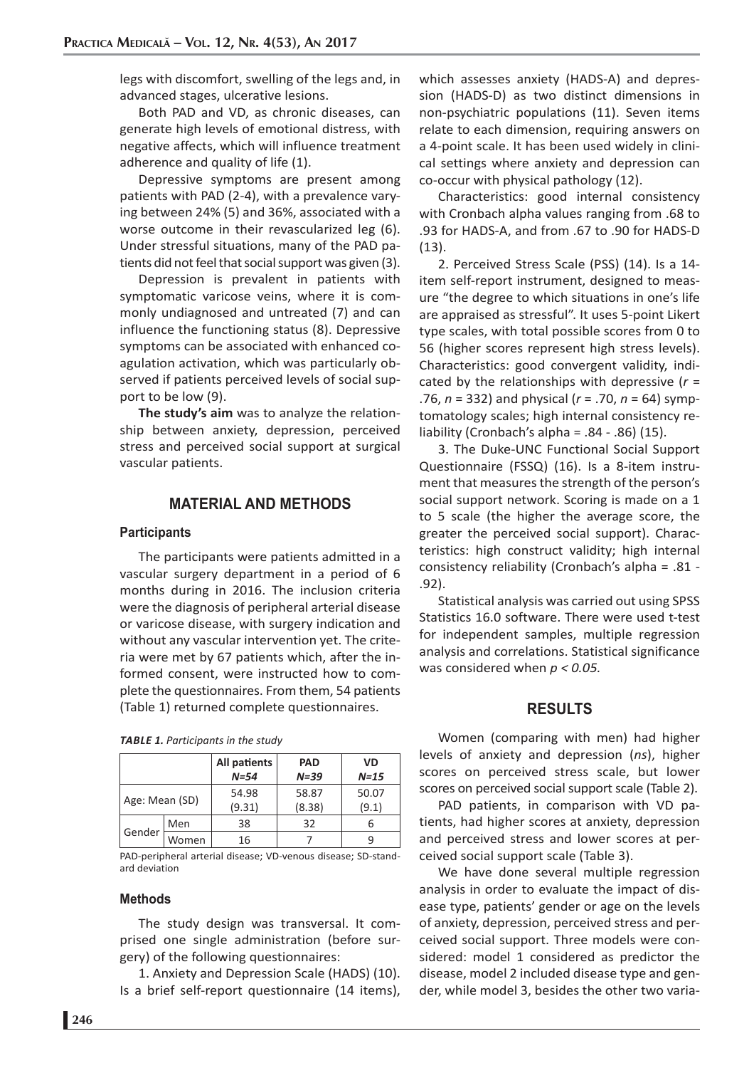legs with discomfort, swelling of the legs and, in advanced stages, ulcerative lesions.

Both PAD and VD, as chronic diseases, can generate high levels of emotional distress, with negative affects, which will influence treatment adherence and quality of life (1).

Depressive symptoms are present among patients with PAD (2-4), with a prevalence varying between 24% (5) and 36%, associated with a worse outcome in their revascularized leg (6). Under stressful situations, many of the PAD patients did not feel that social support was given (3).

Depression is prevalent in patients with symptomatic varicose veins, where it is commonly undiagnosed and untreated (7) and can influence the functioning status (8). Depressive symptoms can be associated with enhanced coagulation activation, which was particularly observed if patients perceived levels of social support to be low (9).

**The study's aim** was to analyze the relationship between anxiety, depression, perceived stress and perceived social support at surgical vascular patients.

## MATERIAL AND METHODS

### Participants

The participants were patients admitted in a vascular surgery department in a period of 6 months during in 2016. The inclusion criteria were the diagnosis of peripheral arterial disease or varicose disease, with surgery indication and without any vascular intervention yet. The criteria were met by 67 patients which, after the informed consent, were instructed how to complete the questionnaires. From them, 54 patients (Table 1) returned complete questionnaires.

***TABLE 1.*** *Participants in the study*

| | | All patients *N=54* | PAD *N=39* | VD *N=15* |
|---|---|---|---|---|
| Age: Mean (SD) | | 54.98 (9.31) | 58.87 (8.38) | 50.07 (9.1) |
| Gender | Men | 38 | 32 | 6 |
| | Women | 16 | 7 | 9 |

PAD-peripheral arterial disease; VD-venous disease; SD-standard deviation

### Methods

The study design was transversal. It comprised one single administration (before surgery) of the following questionnaires:

1. Anxiety and Depression Scale (HADS) (10). Is a brief self-report questionnaire (14 items), which assesses anxiety (HADS-A) and depression (HADS-D) as two distinct dimensions in non-psychiatric populations (11). Seven items relate to each dimension, requiring answers on a 4-point scale. It has been used widely in clinical settings where anxiety and depression can co-occur with physical pathology (12).

Characteristics: good internal consistency with Cronbach alpha values ranging from .68 to .93 for HADS-A, and from .67 to .90 for HADS-D (13).

2. Perceived Stress Scale (PSS) (14). Is a 14-item self-report instrument, designed to measure "the degree to which situations in one's life are appraised as stressful". It uses 5-point Likert type scales, with total possible scores from 0 to 56 (higher scores represent high stress levels). Characteristics: good convergent validity, indicated by the relationships with depressive ($r$ = .76, $n$ = 332) and physical ($r$ = .70, $n$ = 64) symptomatology scales; high internal consistency reliability (Cronbach's alpha = .84 - .86) (15).

3. The Duke-UNC Functional Social Support Questionnaire (FSSQ) (16). Is a 8-item instrument that measures the strength of the person's social support network. Scoring is made on a 1 to 5 scale (the higher the average score, the greater the perceived social support). Characteristics: high construct validity; high internal consistency reliability (Cronbach's alpha = .81 - .92).

Statistical analysis was carried out using SPSS Statistics 16.0 software. There were used t-test for independent samples, multiple regression analysis and correlations. Statistical significance was considered when $p < 0.05$.

## RESULTS

Women (comparing with men) had higher levels of anxiety and depression (*ns*), higher scores on perceived stress scale, but lower scores on perceived social support scale (Table 2).

PAD patients, in comparison with VD patients, had higher scores at anxiety, depression and perceived stress and lower scores at perceived social support scale (Table 3).

We have done several multiple regression analysis in order to evaluate the impact of disease type, patients' gender or age on the levels of anxiety, depression, perceived stress and perceived social support. Three models were considered: model 1 considered as predictor the disease, model 2 included disease type and gender, while model 3, besides the other two varia-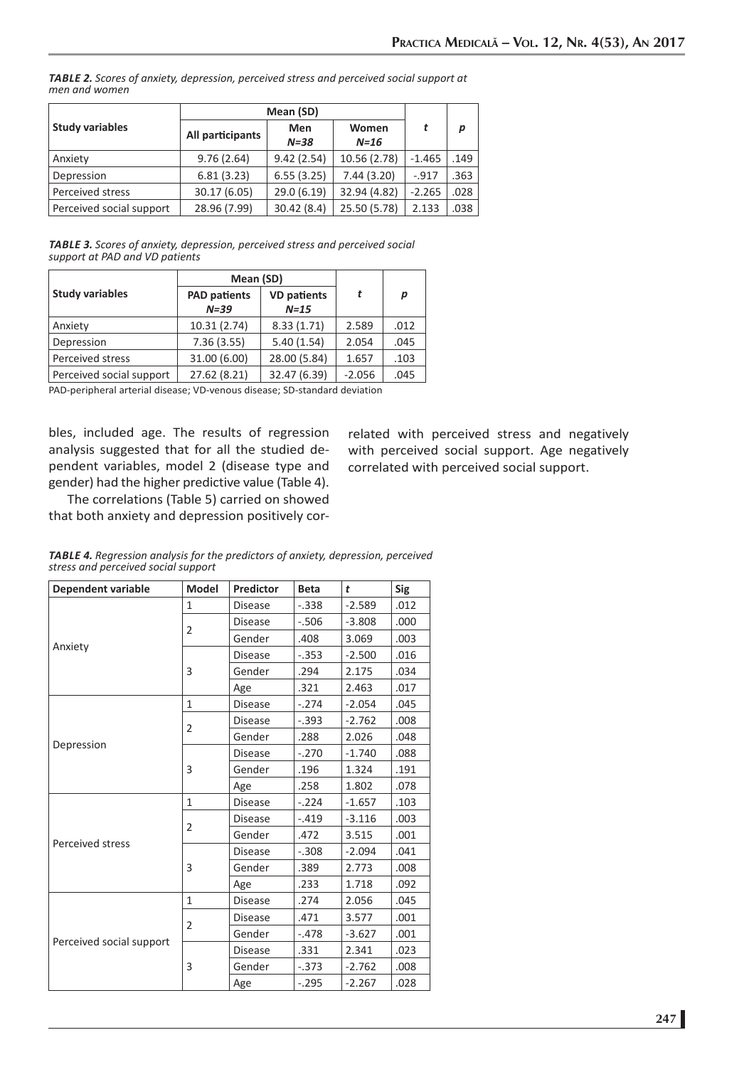*TABLE 2. Scores of anxiety, depression, perceived stress and perceived social support at men and women*

| Study variables | Mean (SD) | | | t | p |
|---|---|---|---|---|---|
| | All participants | Men *N=38* | Women *N=16* | | |
| Anxiety | 9.76 (2.64) | 9.42 (2.54) | 10.56 (2.78) | -1.465 | .149 |
| Depression | 6.81 (3.23) | 6.55 (3.25) | 7.44 (3.20) | -.917 | .363 |
| Perceived stress | 30.17 (6.05) | 29.0 (6.19) | 32.94 (4.82) | -2.265 | .028 |
| Perceived social support | 28.96 (7.99) | 30.42 (8.4) | 25.50 (5.78) | 2.133 | .038 |

*TABLE 3. Scores of anxiety, depression, perceived stress and perceived social support at PAD and VD patients*

| Study variables | Mean (SD) | | t | p |
|---|---|---|---|---|
| | PAD patients *N=39* | VD patients *N=15* | | |
| Anxiety | 10.31 (2.74) | 8.33 (1.71) | 2.589 | .012 |
| Depression | 7.36 (3.55) | 5.40 (1.54) | 2.054 | .045 |
| Perceived stress | 31.00 (6.00) | 28.00 (5.84) | 1.657 | .103 |
| Perceived social support | 27.62 (8.21) | 32.47 (6.39) | -2.056 | .045 |

PAD-peripheral arterial disease; VD-venous disease; SD-standard deviation

bles, included age. The results of regression analysis suggested that for all the studied dependent variables, model 2 (disease type and gender) had the higher predictive value (Table 4).

The correlations (Table 5) carried on showed that both anxiety and depression positively correlated with perceived stress and negatively with perceived social support. Age negatively correlated with perceived social support.

*TABLE 4. Regression analysis for the predictors of anxiety, depression, perceived stress and perceived social support*

| Dependent variable | Model | Predictor | Beta | t | Sig |
|---|---|---|---|---|---|
| Anxiety | 1 | Disease | -.338 | -2.589 | .012 |
| | 2 | Disease | -.506 | -3.808 | .000 |
| | | Gender | .408 | 3.069 | .003 |
| | 3 | Disease | -.353 | -2.500 | .016 |
| | | Gender | .294 | 2.175 | .034 |
| | | Age | .321 | 2.463 | .017 |
| Depression | 1 | Disease | -.274 | -2.054 | .045 |
| | 2 | Disease | -.393 | -2.762 | .008 |
| | | Gender | .288 | 2.026 | .048 |
| | 3 | Disease | -.270 | -1.740 | .088 |
| | | Gender | .196 | 1.324 | .191 |
| | | Age | .258 | 1.802 | .078 |
| Perceived stress | 1 | Disease | -.224 | -1.657 | .103 |
| | 2 | Disease | -.419 | -3.116 | .003 |
| | | Gender | .472 | 3.515 | .001 |
| | 3 | Disease | -.308 | -2.094 | .041 |
| | | Gender | .389 | 2.773 | .008 |
| | | Age | .233 | 1.718 | .092 |
| Perceived social support | 1 | Disease | .274 | 2.056 | .045 |
| | 2 | Disease | .471 | 3.577 | .001 |
| | | Gender | -.478 | -3.627 | .001 |
| | 3 | Disease | .331 | 2.341 | .023 |
| | | Gender | -.373 | -2.762 | .008 |
| | | Age | -.295 | -2.267 | .028 |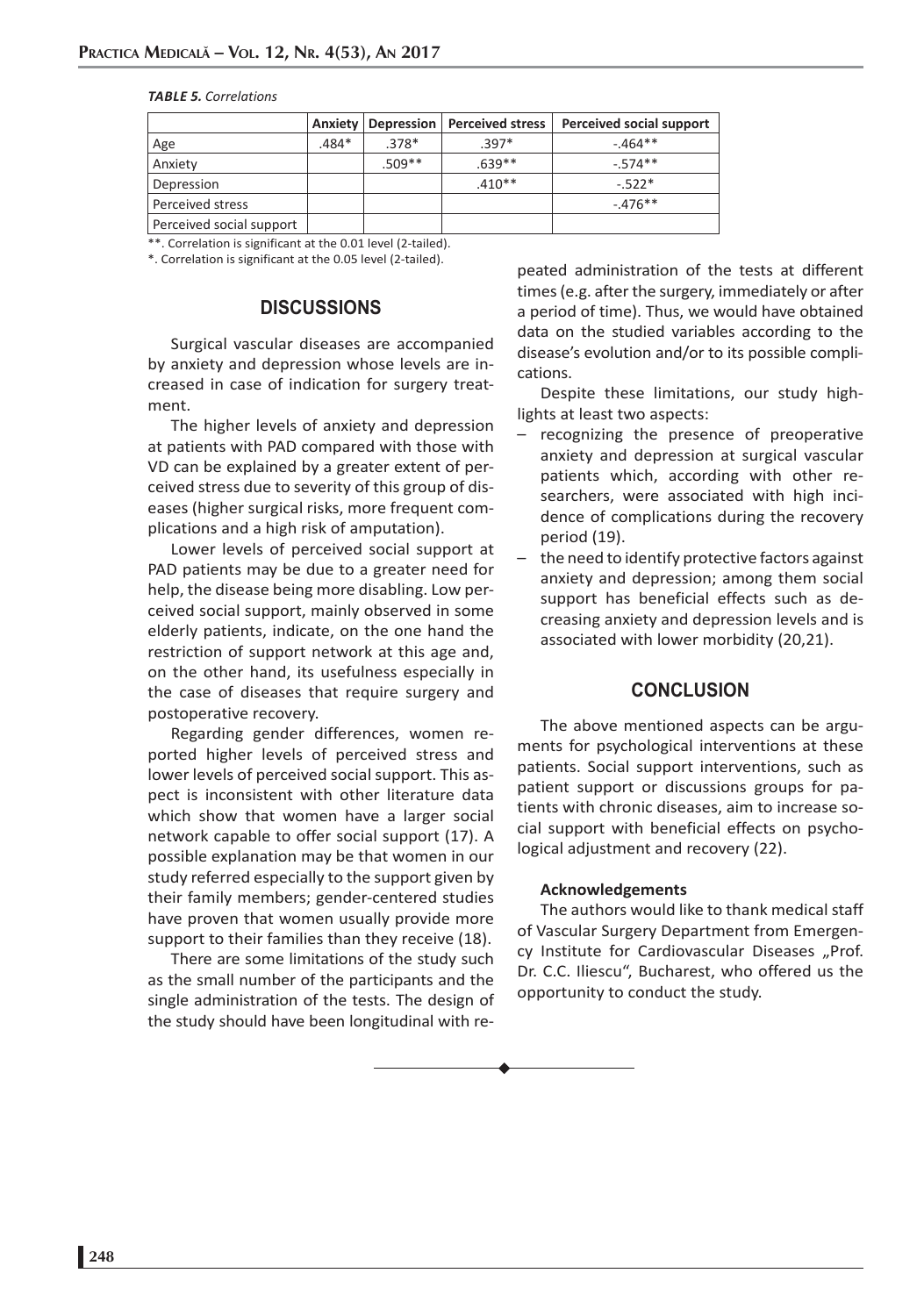*TABLE 5. Correlations*

| | Anxiety | Depression | Perceived stress | Perceived social support |
|---|---|---|---|---|
| Age | .484* | .378* | .397* | -.464** |
| Anxiety | | .509** | .639** | -.574** |
| Depression | | | .410** | -.522* |
| Perceived stress | | | | -.476** |
| Perceived social support | | | | |

**. Correlation is significant at the 0.01 level (2-tailed).

*. Correlation is significant at the 0.05 level (2-tailed).

## DISCUSSIONS

Surgical vascular diseases are accompanied by anxiety and depression whose levels are increased in case of indication for surgery treatment.

The higher levels of anxiety and depression at patients with PAD compared with those with VD can be explained by a greater extent of perceived stress due to severity of this group of diseases (higher surgical risks, more frequent complications and a high risk of amputation).

Lower levels of perceived social support at PAD patients may be due to a greater need for help, the disease being more disabling. Low perceived social support, mainly observed in some elderly patients, indicate, on the one hand the restriction of support network at this age and, on the other hand, its usefulness especially in the case of diseases that require surgery and postoperative recovery.

Regarding gender differences, women reported higher levels of perceived stress and lower levels of perceived social support. This aspect is inconsistent with other literature data which show that women have a larger social network capable to offer social support (17). A possible explanation may be that women in our study referred especially to the support given by their family members; gender-centered studies have proven that women usually provide more support to their families than they receive (18).

There are some limitations of the study such as the small number of the participants and the single administration of the tests. The design of the study should have been longitudinal with repeated administration of the tests at different times (e.g. after the surgery, immediately or after a period of time). Thus, we would have obtained data on the studied variables according to the disease's evolution and/or to its possible complications.

Despite these limitations, our study highlights at least two aspects:

- recognizing the presence of preoperative anxiety and depression at surgical vascular patients which, according with other researchers, were associated with high incidence of complications during the recovery period (19).
- the need to identify protective factors against anxiety and depression; among them social support has beneficial effects such as decreasing anxiety and depression levels and is associated with lower morbidity (20,21).

## CONCLUSION

The above mentioned aspects can be arguments for psychological interventions at these patients. Social support interventions, such as patient support or discussions groups for patients with chronic diseases, aim to increase social support with beneficial effects on psychological adjustment and recovery (22).

**Acknowledgements**

The authors would like to thank medical staff of Vascular Surgery Department from Emergency Institute for Cardiovascular Diseases „Prof. Dr. C.C. Iliescu", Bucharest, who offered us the opportunity to conduct the study.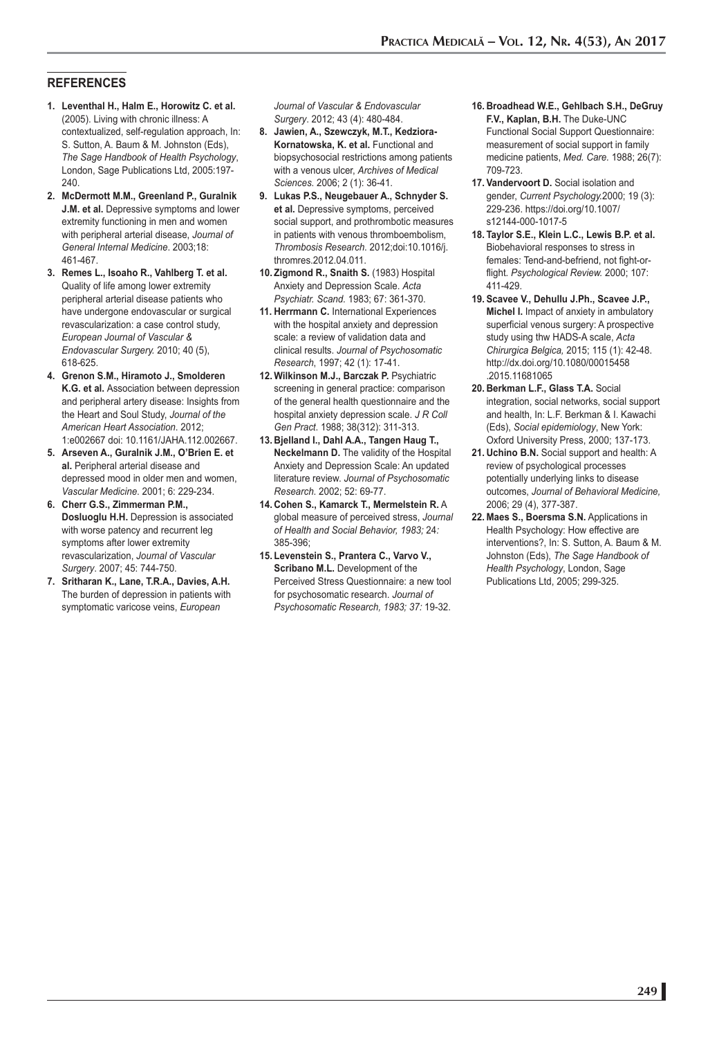## REFERENCES

1. **Leventhal H., Halm E., Horowitz C. et al.** (2005). Living with chronic illness: A contextualized, self-regulation approach, In: S. Sutton, A. Baum & M. Johnston (Eds), *The Sage Handbook of Health Psychology*, London, Sage Publications Ltd, 2005:197-240.
2. **McDermott M.M., Greenland P., Guralnik J.M. et al.** Depressive symptoms and lower extremity functioning in men and women with peripheral arterial disease, *Journal of General Internal Medicine*. 2003;18: 461-467.
3. **Remes L., Isoaho R., Vahlberg T. et al.** Quality of life among lower extremity peripheral arterial disease patients who have undergone endovascular or surgical revascularization: a case control study, *European Journal of Vascular & Endovascular Surgery.* 2010; 40 (5), 618-625.
4. **Grenon S.M., Hiramoto J., Smolderen K.G. et al.** Association between depression and peripheral artery disease: Insights from the Heart and Soul Study, *Journal of the American Heart Association*. 2012; 1:e002667 doi: 10.1161/JAHA.112.002667.
5. **Arseven A., Guralnik J.M., O'Brien E. et al.** Peripheral arterial disease and depressed mood in older men and women, *Vascular Medicine*. 2001; 6: 229-234.
6. **Cherr G.S., Zimmerman P.M., Dosluoglu H.H.** Depression is associated with worse patency and recurrent leg symptoms after lower extremity revascularization, *Journal of Vascular Surgery*. 2007; 45: 744-750.
7. **Sritharan K., Lane, T.R.A., Davies, A.H.** The burden of depression in patients with symptomatic varicose veins, *European Journal of Vascular & Endovascular Surgery*. 2012; 43 (4): 480-484.
8. **Jawien, A., Szewczyk, M.T., Kedziora-Kornatowska, K. et al.** Functional and biopsychosocial restrictions among patients with a venous ulcer, *Archives of Medical Sciences.* 2006; 2 (1): 36-41.
9. **Lukas P.S., Neugebauer A., Schnyder S. et al.** Depressive symptoms, perceived social support, and prothrombotic measures in patients with venous thromboembolism, *Thrombosis Research*. 2012;doi:10.1016/j.thromres.2012.04.011.
10. **Zigmond R., Snaith S.** (1983) Hospital Anxiety and Depression Scale. *Acta Psychiatr. Scand.* 1983; 67: 361-370.
11. **Herrmann C.** International Experiences with the hospital anxiety and depression scale: a review of validation data and clinical results. *Journal of Psychosomatic Research*, 1997; 42 (1): 17-41.
12. **Wilkinson M.J., Barczak P.** Psychiatric screening in general practice: comparison of the general health questionnaire and the hospital anxiety depression scale. *J R Coll Gen Pract*. 1988; 38(312): 311-313.
13. **Bjelland I., Dahl A.A., Tangen Haug T., Neckelmann D.** The validity of the Hospital Anxiety and Depression Scale: An updated literature review. *Journal of Psychosomatic Research*. 2002; 52: 69-77.
14. **Cohen S., Kamarck T., Mermelstein R.** A global measure of perceived stress, *Journal of Health and Social Behavior, 1983;* 24*:* 385-396;
15. **Levenstein S., Prantera C., Varvo V., Scribano M.L.** Development of the Perceived Stress Questionnaire: a new tool for psychosomatic research. *Journal of Psychosomatic Research, 1983; 37:* 19-32.
16. **Broadhead W.E., Gehlbach S.H., DeGruy F.V., Kaplan, B.H.** The Duke-UNC Functional Social Support Questionnaire: measurement of social support in family medicine patients, *Med. Care.* 1988; 26(7): 709-723.
17. **Vandervoort D.** Social isolation and gender, *Current Psychology.*2000; 19 (3): 229-236. https://doi.org/10.1007/s12144-000-1017-5
18. **Taylor S.E., Klein L.C., Lewis B.P. et al.** Biobehavioral responses to stress in females: Tend-and-befriend, not fight-or-flight. *Psychological Review.* 2000; 107: 411-429.
19. **Scavee V., Dehullu J.Ph., Scavee J.P., Michel I.** Impact of anxiety in ambulatory superficial venous surgery: A prospective study using thw HADS-A scale, *Acta Chirurgica Belgica,* 2015; 115 (1): 42-48. http://dx.doi.org/10.1080/00015458.2015.11681065
20. **Berkman L.F., Glass T.A.** Social integration, social networks, social support and health, In: L.F. Berkman & I. Kawachi (Eds), *Social epidemiology*, New York: Oxford University Press, 2000; 137-173.
21. **Uchino B.N.** Social support and health: A review of psychological processes potentially underlying links to disease outcomes, *Journal of Behavioral Medicine,* 2006; 29 (4), 377-387.
22. **Maes S., Boersma S.N.** Applications in Health Psychology: How effective are interventions?, In: S. Sutton, A. Baum & M. Johnston (Eds), *The Sage Handbook of Health Psychology*, London, Sage Publications Ltd, 2005; 299-325.